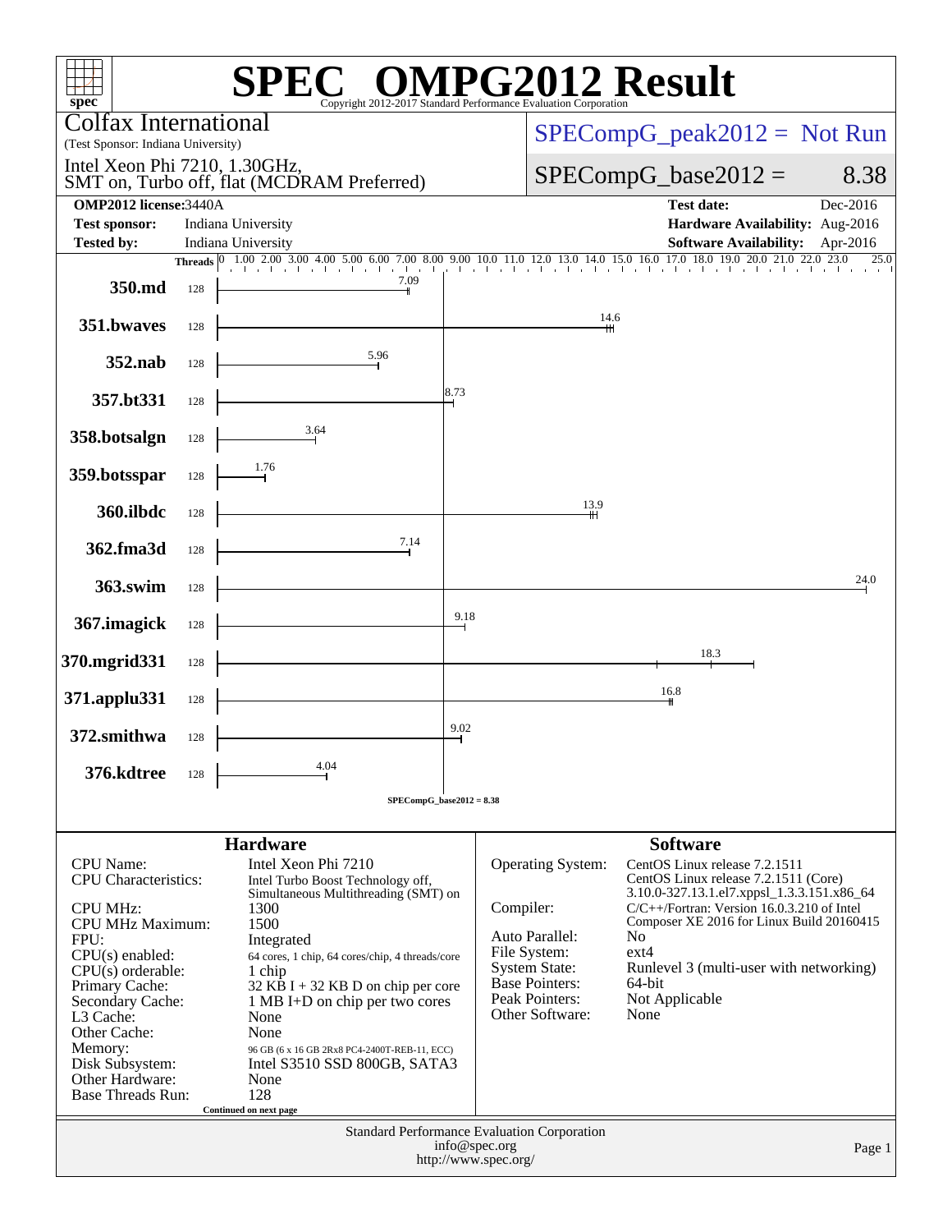# SPEC OMPG2012 Result

Copyright 2012-2017 Standard Performance Evaluation Corporation

**Colfax International**
(Test Sponsor: Indiana University)

Intel Xeon Phi 7210, 1.30GHz,
SMT on, Turbo off, flat (MCDRAM Preferred)

SPECompG_peak2012 = Not Run

SPECompG_base2012 = 8.38

| | | | |
|---|---|---|---|
| **OMP2012 license:** | 3440A | **Test date:** | Dec-2016 |
| **Test sponsor:** | Indiana University | **Hardware Availability:** | Aug-2016 |
| **Tested by:** | Indiana University | **Software Availability:** | Apr-2016 |

| Benchmark | Threads | Base Ratio |
|---|---|---|
| 350.md | 128 | 7.09 |
| 351.bwaves | 128 | 14.6 |
| 352.nab | 128 | 5.96 |
| 357.bt331 | 128 | 8.73 |
| 358.botsalgn | 128 | 3.64 |
| 359.botsspar | 128 | 1.76 |
| 360.ilbdc | 128 | 13.9 |
| 362.fma3d | 128 | 7.14 |
| 363.swim | 128 | 24.0 |
| 367.imagick | 128 | 9.18 |
| 370.mgrid331 | 128 | 18.3 |
| 371.applu331 | 128 | 16.8 |
| 372.smithwa | 128 | 9.02 |
| 376.kdtree | 128 | 4.04 |

SPECompG_base2012 = 8.38

## Hardware

| | |
|---|---|
| CPU Name: | Intel Xeon Phi 7210 |
| CPU Characteristics: | Intel Turbo Boost Technology off, Simultaneous Multithreading (SMT) on |
| CPU MHz: | 1300 |
| CPU MHz Maximum: | 1500 |
| FPU: | Integrated |
| CPU(s) enabled: | 64 cores, 1 chip, 64 cores/chip, 4 threads/core |
| CPU(s) orderable: | 1 chip |
| Primary Cache: | 32 KB I + 32 KB D on chip per core |
| Secondary Cache: | 1 MB I+D on chip per two cores |
| L3 Cache: | None |
| Other Cache: | None |
| Memory: | 96 GB (6 x 16 GB 2Rx8 PC4-2400T-REB-11, ECC) |
| Disk Subsystem: | Intel S3510 SSD 800GB, SATA3 |
| Other Hardware: | None |
| Base Threads Run: | 128 |

Continued on next page

## Software

| | |
|---|---|
| Operating System: | CentOS Linux release 7.2.1511 CentOS Linux release 7.2.1511 (Core) 3.10.0-327.13.1.el7.xppsl_1.3.3.151.x86_64 |
| Compiler: | C/C++/Fortran: Version 16.0.3.210 of Intel Composer XE 2016 for Linux Build 20160415 |
| Auto Parallel: | No |
| File System: | ext4 |
| System State: | Runlevel 3 (multi-user with networking) |
| Base Pointers: | 64-bit |
| Peak Pointers: | Not Applicable |
| Other Software: | None |

Standard Performance Evaluation Corporation
info@spec.org
http://www.spec.org/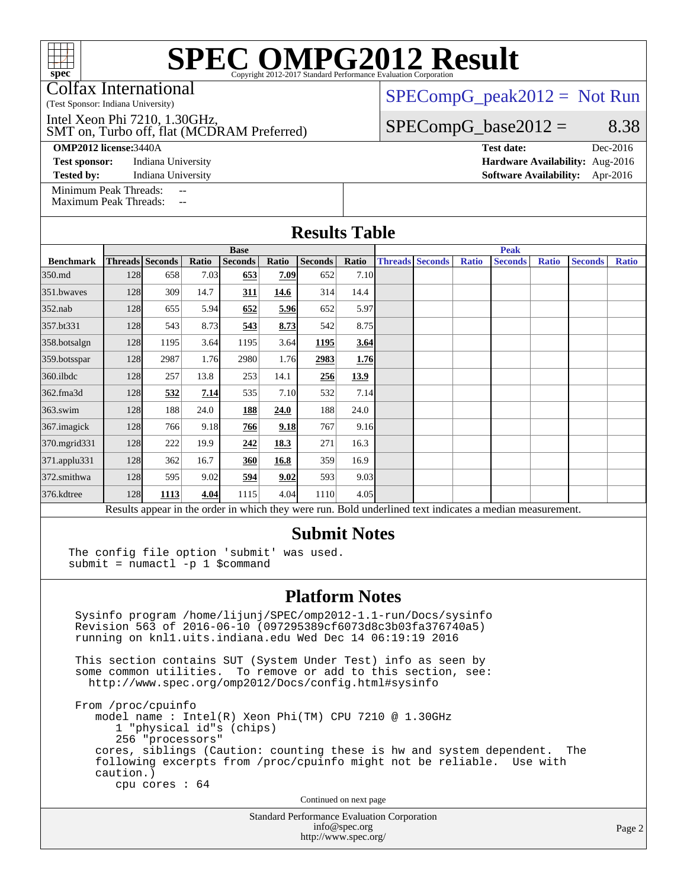# SPEC OMPG2012 Result

Copyright 2012-2017 Standard Performance Evaluation Corporation

Colfax International
(Test Sponsor: Indiana University)

Intel Xeon Phi 7210, 1.30GHz,
SMT on, Turbo off, flat (MCDRAM Preferred)

SPECompG_peak2012 = Not Run

SPECompG_base2012 = 8.38

**OMP2012 license:** 3440A
**Test sponsor:** Indiana University
**Tested by:** Indiana University

**Test date:** Dec-2016
**Hardware Availability:** Aug-2016
**Software Availability:** Apr-2016

Minimum Peak Threads: --
Maximum Peak Threads: --

## Results Table

| | Base | | | | | | | Peak | | | | | | |
|---|---|---|---|---|---|---|---|---|---|---|---|---|---|---|
| **Benchmark** | **Threads** | **Seconds** | **Ratio** | **Seconds** | **Ratio** | **Seconds** | **Ratio** | **Threads** | **Seconds** | **Ratio** | **Seconds** | **Ratio** | **Seconds** | **Ratio** |
| 350.md | 128 | 658 | 7.03 | **653** | **7.09** | 652 | 7.10 | | | | | | | |
| 351.bwaves | 128 | 309 | 14.7 | **311** | **14.6** | 314 | 14.4 | | | | | | | |
| 352.nab | 128 | 655 | 5.94 | **652** | **5.96** | 652 | 5.97 | | | | | | | |
| 357.bt331 | 128 | 543 | 8.73 | **543** | **8.73** | 542 | 8.75 | | | | | | | |
| 358.botsalgn | 128 | 1195 | 3.64 | 1195 | 3.64 | **1195** | **3.64** | | | | | | | |
| 359.botsspar | 128 | 2987 | 1.76 | 2980 | 1.76 | **2983** | **1.76** | | | | | | | |
| 360.ilbdc | 128 | 257 | 13.8 | 253 | 14.1 | **256** | **13.9** | | | | | | | |
| 362.fma3d | 128 | **532** | **7.14** | 535 | 7.10 | 532 | 7.14 | | | | | | | |
| 363.swim | 128 | 188 | 24.0 | **188** | **24.0** | 188 | 24.0 | | | | | | | |
| 367.imagick | 128 | 766 | 9.18 | **766** | **9.18** | 767 | 9.16 | | | | | | | |
| 370.mgrid331 | 128 | 222 | 19.9 | **242** | **18.3** | 271 | 16.3 | | | | | | | |
| 371.applu331 | 128 | 362 | 16.7 | **360** | **16.8** | 359 | 16.9 | | | | | | | |
| 372.smithwa | 128 | 595 | 9.02 | **594** | **9.02** | 593 | 9.03 | | | | | | | |
| 376.kdtree | 128 | **1113** | **4.04** | 1115 | 4.04 | 1110 | 4.05 | | | | | | | |

Results appear in the order in which they were run. Bold underlined text indicates a median measurement.

## Submit Notes

```
The config file option 'submit' was used.
submit = numactl -p 1 $command
```

## Platform Notes

```
Sysinfo program /home/lijunj/SPEC/omp2012-1.1-run/Docs/sysinfo
Revision 563 of 2016-06-10 (097295389cf6073d8c3b03fa376740a5)
running on knl1.uits.indiana.edu Wed Dec 14 06:19:19 2016

This section contains SUT (System Under Test) info as seen by
some common utilities.  To remove or add to this section, see:
  http://www.spec.org/omp2012/Docs/config.html#sysinfo

From /proc/cpuinfo
   model name : Intel(R) Xeon Phi(TM) CPU 7210 @ 1.30GHz
      1 "physical id"s (chips)
      256 "processors"
   cores, siblings (Caution: counting these is hw and system dependent.  The
   following excerpts from /proc/cpuinfo might not be reliable.  Use with
   caution.)
      cpu cores : 64
```

Continued on next page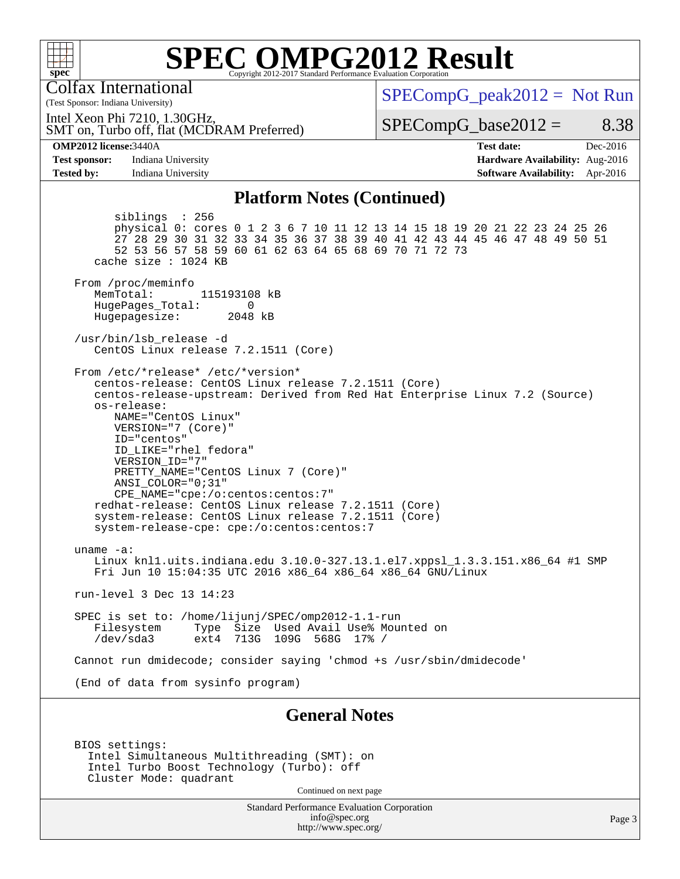# SPEC OMPG2012 Result

Copyright 2012-2017 Standard Performance Evaluation Corporation

Colfax International
(Test Sponsor: Indiana University)

Intel Xeon Phi 7210, 1.30GHz,
SMT on, Turbo off, flat (MCDRAM Preferred)

SPECompG_peak2012 = Not Run

SPECompG_base2012 = 8.38

**OMP2012 license:** 3440A
**Test sponsor:** Indiana University
**Tested by:** Indiana University

**Test date:** Dec-2016
**Hardware Availability:** Aug-2016
**Software Availability:** Apr-2016

## Platform Notes (Continued)

```
        siblings  : 256
        physical 0: cores 0 1 2 3 6 7 10 11 12 13 14 15 18 19 20 21 22 23 24 25 26
        27 28 29 30 31 32 33 34 35 36 37 38 39 40 41 42 43 44 45 46 47 48 49 50 51
        52 53 56 57 58 59 60 61 62 63 64 65 68 69 70 71 72 73
     cache size : 1024 KB

 From /proc/meminfo
    MemTotal:       115193108 kB
    HugePages_Total:       0
    Hugepagesize:       2048 kB

 /usr/bin/lsb_release -d
    CentOS Linux release 7.2.1511 (Core)

 From /etc/*release* /etc/*version*
    centos-release: CentOS Linux release 7.2.1511 (Core)
    centos-release-upstream: Derived from Red Hat Enterprise Linux 7.2 (Source)
    os-release:
       NAME="CentOS Linux"
       VERSION="7 (Core)"
       ID="centos"
       ID_LIKE="rhel fedora"
       VERSION_ID="7"
       PRETTY_NAME="CentOS Linux 7 (Core)"
       ANSI_COLOR="0;31"
       CPE_NAME="cpe:/o:centos:centos:7"
    redhat-release: CentOS Linux release 7.2.1511 (Core)
    system-release: CentOS Linux release 7.2.1511 (Core)
    system-release-cpe: cpe:/o:centos:centos:7

 uname -a:
    Linux knl1.uits.indiana.edu 3.10.0-327.13.1.el7.xppsl_1.3.3.151.x86_64 #1 SMP
    Fri Jun 10 15:04:35 UTC 2016 x86_64 x86_64 x86_64 GNU/Linux

 run-level 3 Dec 13 14:23

 SPEC is set to: /home/lijunj/SPEC/omp2012-1.1-run
    Filesystem     Type  Size  Used Avail Use% Mounted on
    /dev/sda3      ext4  713G  109G  568G  17% /

 Cannot run dmidecode; consider saying 'chmod +s /usr/sbin/dmidecode'

 (End of data from sysinfo program)
```

## General Notes

```
 BIOS settings:
   Intel Simultaneous Multithreading (SMT): on
   Intel Turbo Boost Technology (Turbo): off
   Cluster Mode: quadrant
```

Continued on next page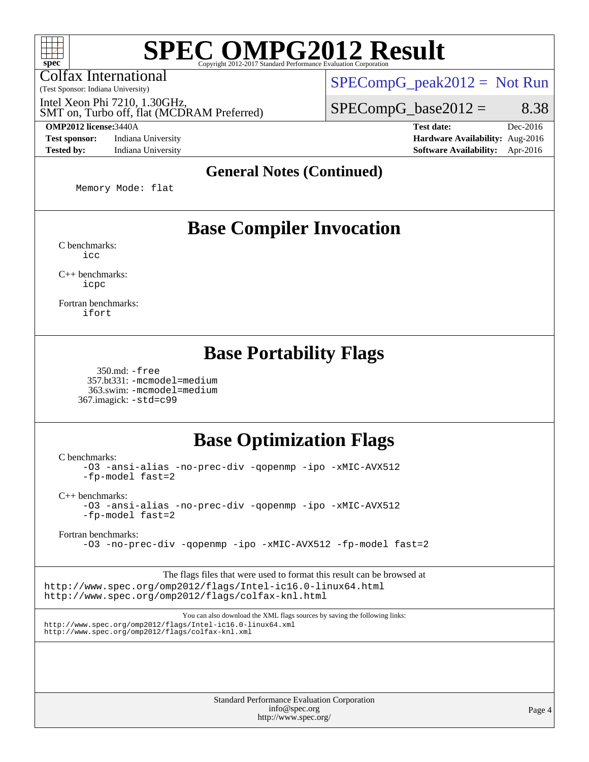# SPEC OMPG2012 Result

Colfax International
(Test Sponsor: Indiana University)

Intel Xeon Phi 7210, 1.30GHz,
SMT on, Turbo off, flat (MCDRAM Preferred)

SPECompG_peak2012 = Not Run

SPECompG_base2012 = 8.38

| | | | |
|---|---|---|---|
| **OMP2012 license:** | 3440A | **Test date:** | Dec-2016 |
| **Test sponsor:** | Indiana University | **Hardware Availability:** | Aug-2016 |
| **Tested by:** | Indiana University | **Software Availability:** | Apr-2016 |

### General Notes (Continued)

```
Memory Mode: flat
```

## Base Compiler Invocation

C benchmarks:
```
icc
```

C++ benchmarks:
```
icpc
```

Fortran benchmarks:
```
ifort
```

## Base Portability Flags

```
350.md: -free
357.bt331: -mcmodel=medium
363.swim: -mcmodel=medium
367.imagick: -std=c99
```

## Base Optimization Flags

C benchmarks:
```
-O3 -ansi-alias -no-prec-div -qopenmp -ipo -xMIC-AVX512
-fp-model fast=2
```

C++ benchmarks:
```
-O3 -ansi-alias -no-prec-div -qopenmp -ipo -xMIC-AVX512
-fp-model fast=2
```

Fortran benchmarks:
```
-O3 -no-prec-div -qopenmp -ipo -xMIC-AVX512 -fp-model fast=2
```

The flags files that were used to format this result can be browsed at
http://www.spec.org/omp2012/flags/Intel-ic16.0-linux64.html
http://www.spec.org/omp2012/flags/colfax-knl.html

You can also download the XML flags sources by saving the following links:
http://www.spec.org/omp2012/flags/Intel-ic16.0-linux64.xml
http://www.spec.org/omp2012/flags/colfax-knl.xml

Standard Performance Evaluation Corporation
info@spec.org
http://www.spec.org/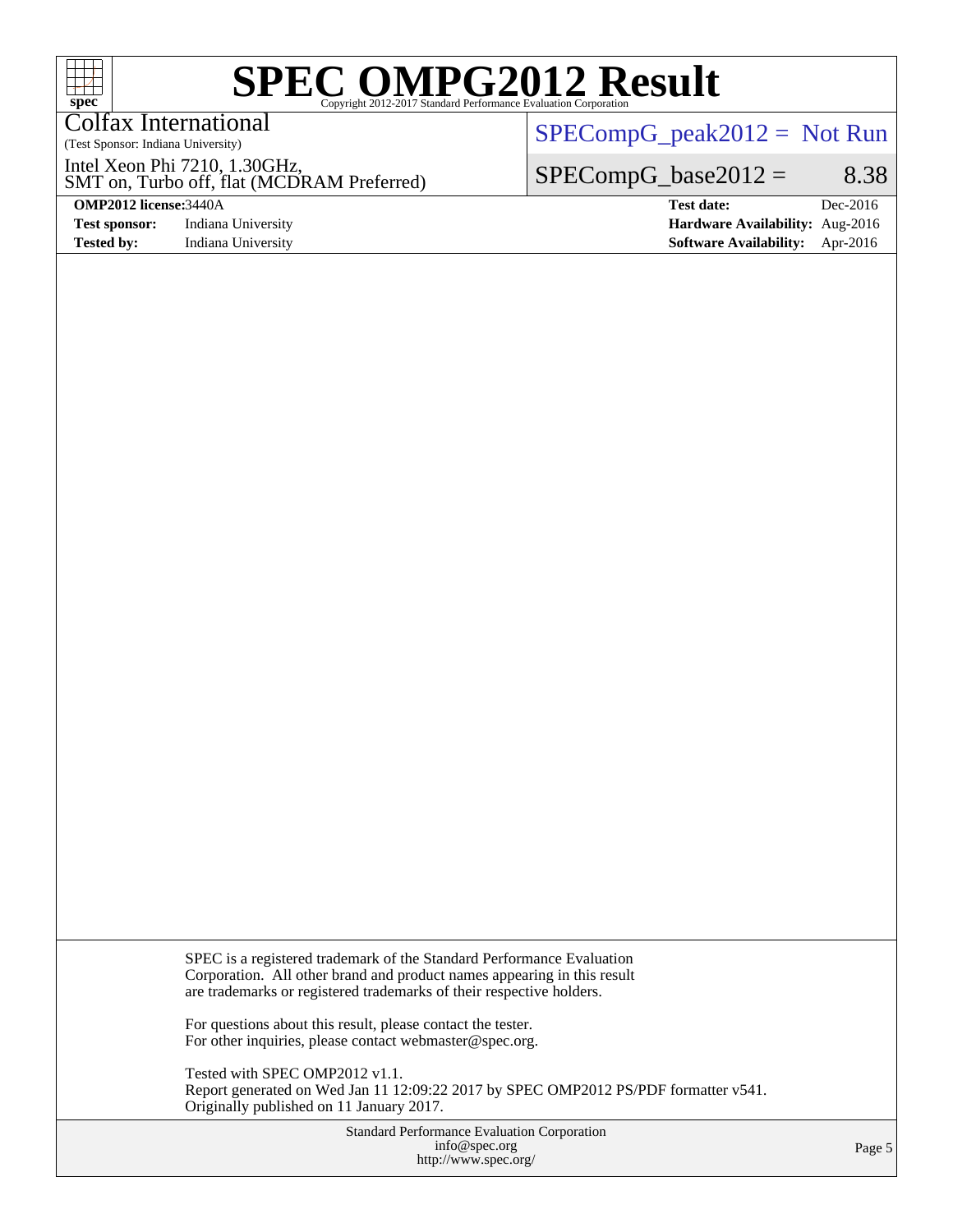SPEC is a registered trademark of the Standard Performance Evaluation Corporation. All other brand and product names appearing in this result are trademarks or registered trademarks of their respective holders.

For questions about this result, please contact the tester.
For other inquiries, please contact webmaster@spec.org.

Tested with SPEC OMP2012 v1.1.
Report generated on Wed Jan 11 12:09:22 2017 by SPEC OMP2012 PS/PDF formatter v541.
Originally published on 11 January 2017.